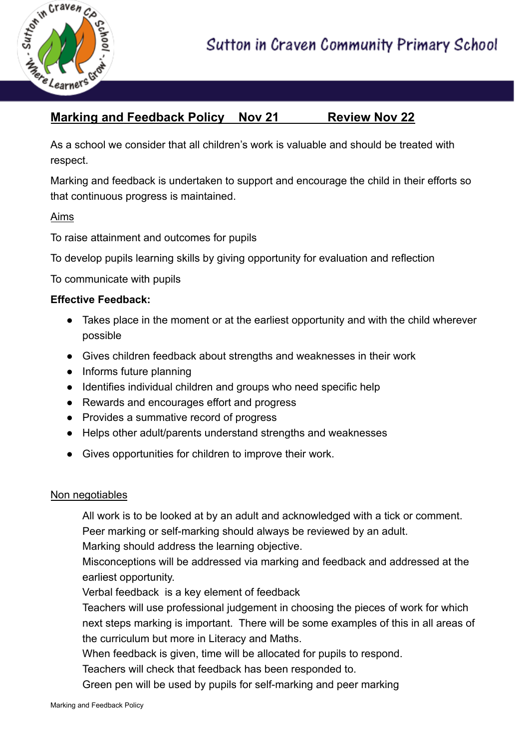# Sutton in Craven Community Primary School

## Marking and Feedback Policy Nov 21 Review Nov 22

As a school we consider that all children's work is valuable and should be treated with respect.

Marking and feedback is undertaken to support and encourage the child in their efforts so that continuous progress is maintained.

Aims

To raise attainment and outcomes for pupils

To develop pupils learning skills by giving opportunity for evaluation and reflection

To communicate with pupils

**Effective Feedback:**

- Takes place in the moment or at the earliest opportunity and with the child wherever possible
- Gives children feedback about strengths and weaknesses in their work
- Informs future planning
- Identifies individual children and groups who need specific help
- Rewards and encourages effort and progress
- Provides a summative record of progress
- Helps other adult/parents understand strengths and weaknesses
- Gives opportunities for children to improve their work.

Non negotiables

All work is to be looked at by an adult and acknowledged with a tick or comment.
Peer marking or self-marking should always be reviewed by an adult.
Marking should address the learning objective.
Misconceptions will be addressed via marking and feedback and addressed at the earliest opportunity.
Verbal feedback is a key element of feedback
Teachers will use professional judgement in choosing the pieces of work for which next steps marking is important. There will be some examples of this in all areas of the curriculum but more in Literacy and Maths.
When feedback is given, time will be allocated for pupils to respond.
Teachers will check that feedback has been responded to.
Green pen will be used by pupils for self-marking and peer marking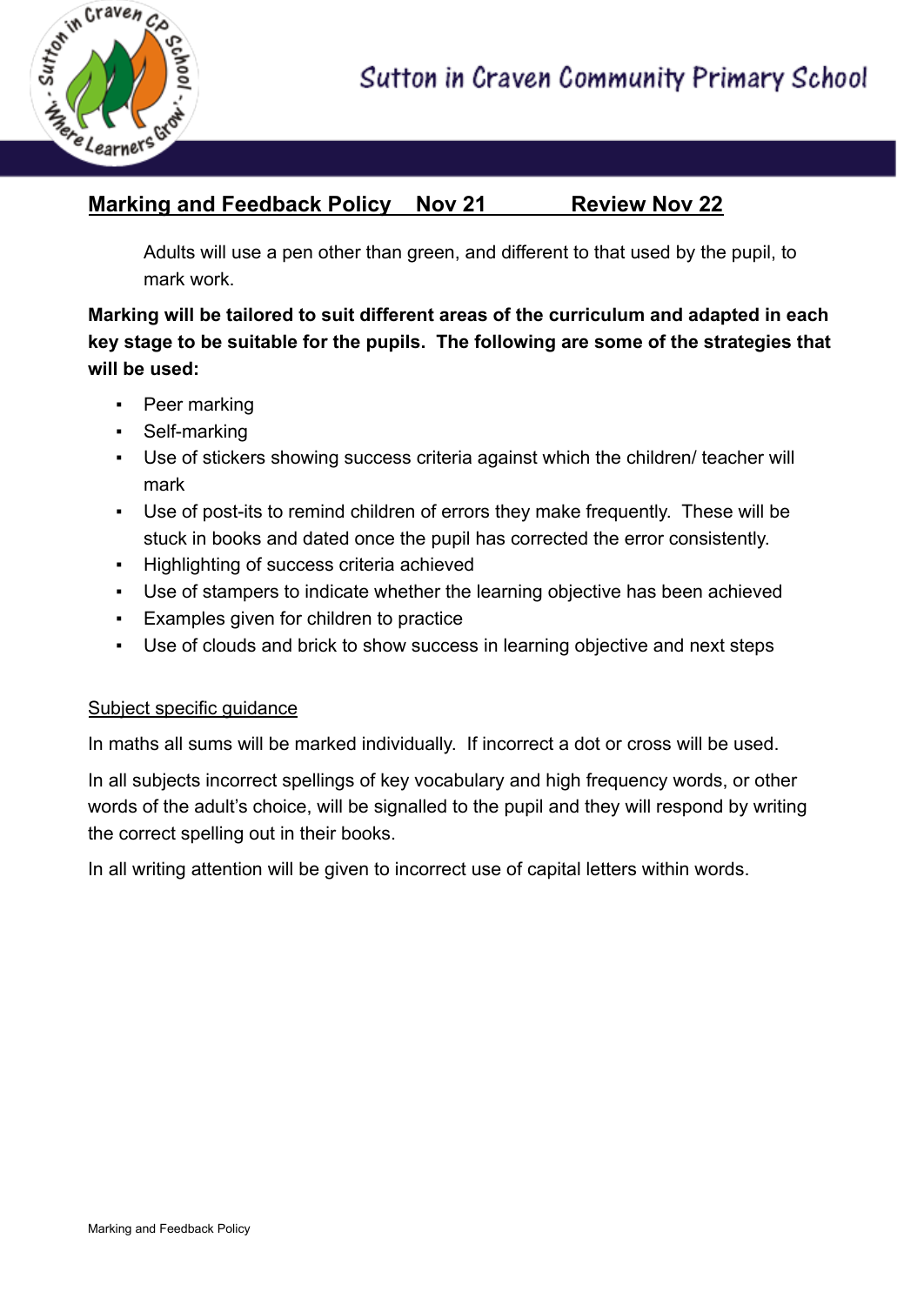**Marking and Feedback Policy Nov 21 Review Nov 22**

Adults will use a pen other than green, and different to that used by the pupil, to mark work.

**Marking will be tailored to suit different areas of the curriculum and adapted in each key stage to be suitable for the pupils. The following are some of the strategies that will be used:**

- Peer marking
- Self-marking
- Use of stickers showing success criteria against which the children/ teacher will mark
- Use of post-its to remind children of errors they make frequently. These will be stuck in books and dated once the pupil has corrected the error consistently.
- Highlighting of success criteria achieved
- Use of stampers to indicate whether the learning objective has been achieved
- Examples given for children to practice
- Use of clouds and brick to show success in learning objective and next steps

Subject specific guidance

In maths all sums will be marked individually. If incorrect a dot or cross will be used.

In all subjects incorrect spellings of key vocabulary and high frequency words, or other words of the adult's choice, will be signalled to the pupil and they will respond by writing the correct spelling out in their books.

In all writing attention will be given to incorrect use of capital letters within words.